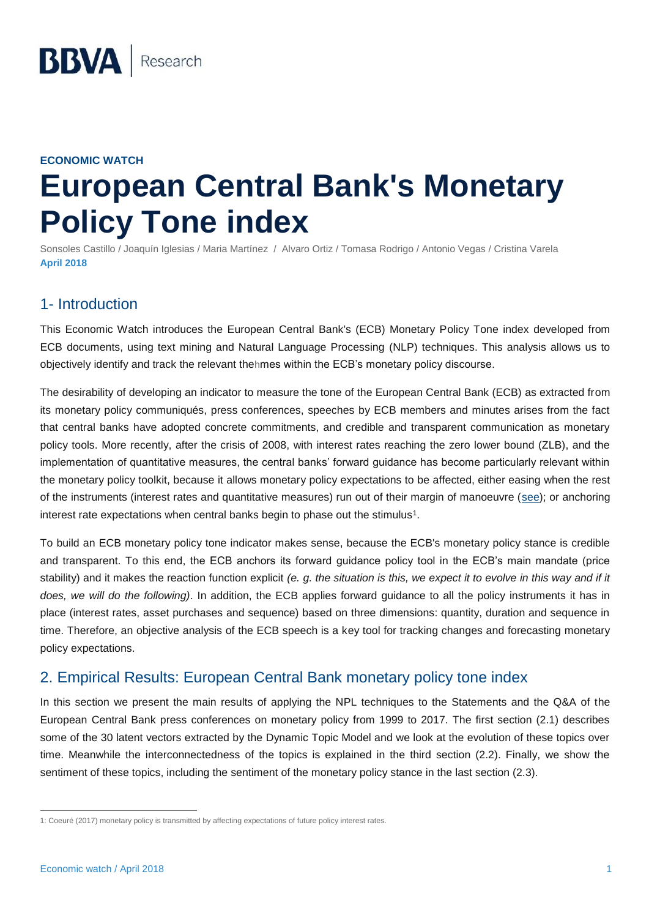**ECONOMIC WATCH**

# European Central Bank's Monetary Policy Tone index

Sonsoles Castillo / Joaquín Iglesias / Maria Martínez / Alvaro Ortiz / Tomasa Rodrigo / Antonio Vegas / Cristina Varela
**April 2018**

## 1- Introduction

This Economic Watch introduces the European Central Bank's (ECB) Monetary Policy Tone index developed from ECB documents, using text mining and Natural Language Processing (NLP) techniques. This analysis allows us to objectively identify and track the relevant thehmes within the ECB's monetary policy discourse.

The desirability of developing an indicator to measure the tone of the European Central Bank (ECB) as extracted from its monetary policy communiqués, press conferences, speeches by ECB members and minutes arises from the fact that central banks have adopted concrete commitments, and credible and transparent communication as monetary policy tools. More recently, after the crisis of 2008, with interest rates reaching the zero lower bound (ZLB), and the implementation of quantitative measures, the central banks' forward guidance has become particularly relevant within the monetary policy toolkit, because it allows monetary policy expectations to be affected, either easing when the rest of the instruments (interest rates and quantitative measures) run out of their margin of manoeuvre (see); or anchoring interest rate expectations when central banks begin to phase out the stimulus[1].

To build an ECB monetary policy tone indicator makes sense, because the ECB's monetary policy stance is credible and transparent. To this end, the ECB anchors its forward guidance policy tool in the ECB's main mandate (price stability) and it makes the reaction function explicit *(e. g. the situation is this, we expect it to evolve in this way and if it does, we will do the following)*. In addition, the ECB applies forward guidance to all the policy instruments it has in place (interest rates, asset purchases and sequence) based on three dimensions: quantity, duration and sequence in time. Therefore, an objective analysis of the ECB speech is a key tool for tracking changes and forecasting monetary policy expectations.

## 2. Empirical Results: European Central Bank monetary policy tone index

In this section we present the main results of applying the NPL techniques to the Statements and the Q&A of the European Central Bank press conferences on monetary policy from 1999 to 2017. The first section (2.1) describes some of the 30 latent vectors extracted by the Dynamic Topic Model and we look at the evolution of these topics over time. Meanwhile the interconnectedness of the topics is explained in the third section (2.2). Finally, we show the sentiment of these topics, including the sentiment of the monetary policy stance in the last section (2.3).

---

1: Coeuré (2017) monetary policy is transmitted by affecting expectations of future policy interest rates.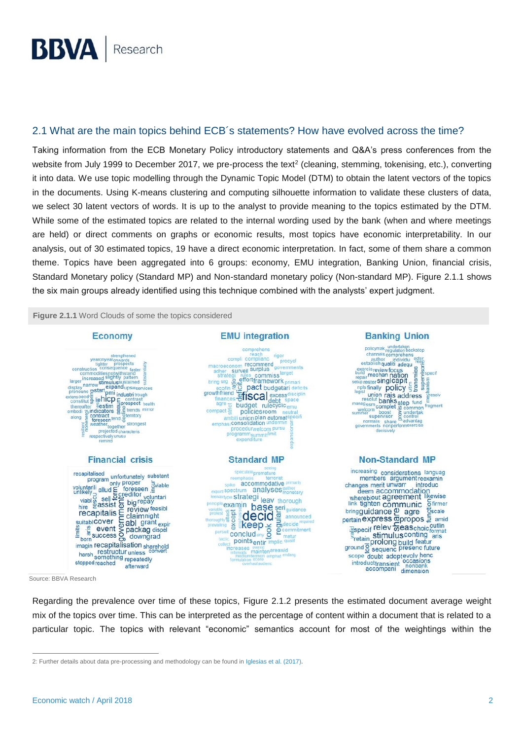## 2.1 What are the main topics behind ECB´s statements? How have evolved across the time?

Taking information from the ECB Monetary Policy introductory statements and Q&A's press conferences from the website from July 1999 to December 2017, we pre-process the text[2] (cleaning, stemming, tokenising, etc.), converting it into data. We use topic modelling through the Dynamic Topic Model (DTM) to obtain the latent vectors of the topics in the documents. Using K-means clustering and computing silhouette information to validate these clusters of data, we select 30 latent vectors of words. It is up to the analyst to provide meaning to the topics estimated by the DTM. While some of the estimated topics are related to the internal wording used by the bank (when and where meetings are held) or direct comments on graphs or economic results, most topics have economic interpretability. In our analysis, out of 30 estimated topics, 19 have a direct economic interpretation. In fact, some of them share a common theme. Topics have been aggregated into 6 groups: economy, EMU integration, Banking Union, financial crisis, Standard Monetary policy (Standard MP) and Non-standard monetary policy (Non-standard MP). Figure 2.1.1 shows the six main groups already identified using this technique combined with the analysts' expert judgment.

**Figure 2.1.1** Word Clouds of some the topics considered

Economy | EMU integration | Banking Union | Financial crisis | Standard MP | Non-Standard MP

Source: BBVA Research

Regarding the prevalence over time of these topics, Figure 2.1.2 presents the estimated document average weight mix of the topics over time. This can be interpreted as the percentage of content within a document that is related to a particular topic. The topics with relevant "economic" semantics account for most of the weightings within the

2: Further details about data pre-processing and methodology can be found in Iglesias et al. (2017).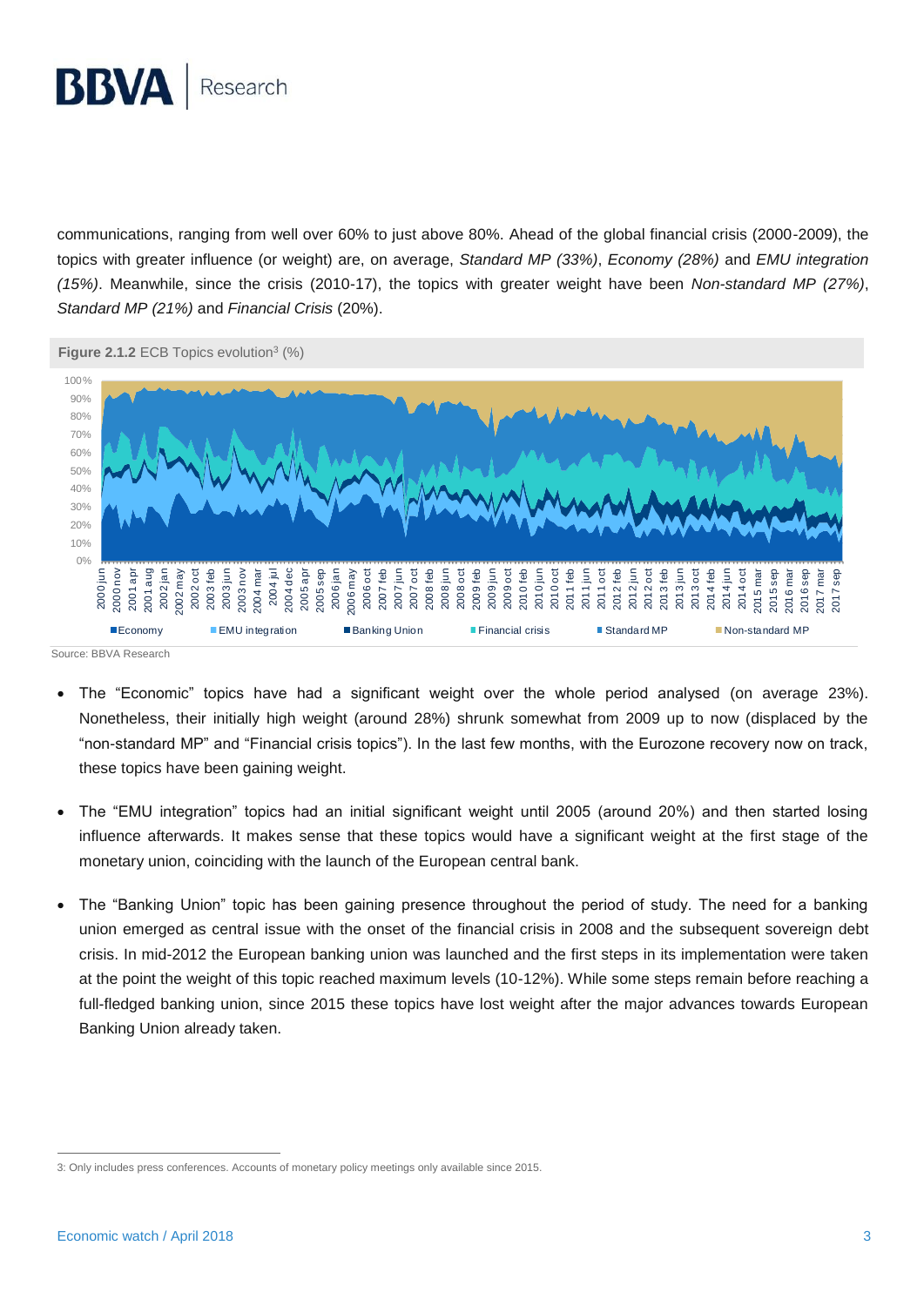communications, ranging from well over 60% to just above 80%. Ahead of the global financial crisis (2000-2009), the topics with greater influence (or weight) are, on average, *Standard MP (33%)*, *Economy (28%)* and *EMU integration (15%)*. Meanwhile, since the crisis (2010-17), the topics with greater weight have been *Non-standard MP (27%)*, *Standard MP (21%)* and *Financial Crisis* (20%).

**Figure 2.1.2** ECB Topics evolution[3] (%)

Source: BBVA Research

- The "Economic" topics have had a significant weight over the whole period analysed (on average 23%). Nonetheless, their initially high weight (around 28%) shrunk somewhat from 2009 up to now (displaced by the "non-standard MP" and "Financial crisis topics"). In the last few months, with the Eurozone recovery now on track, these topics have been gaining weight.
- The "EMU integration" topics had an initial significant weight until 2005 (around 20%) and then started losing influence afterwards. It makes sense that these topics would have a significant weight at the first stage of the monetary union, coinciding with the launch of the European central bank.
- The "Banking Union" topic has been gaining presence throughout the period of study. The need for a banking union emerged as central issue with the onset of the financial crisis in 2008 and the subsequent sovereign debt crisis. In mid-2012 the European banking union was launched and the first steps in its implementation were taken at the point the weight of this topic reached maximum levels (10-12%). While some steps remain before reaching a full-fledged banking union, since 2015 these topics have lost weight after the major advances towards European Banking Union already taken.

3: Only includes press conferences. Accounts of monetary policy meetings only available since 2015.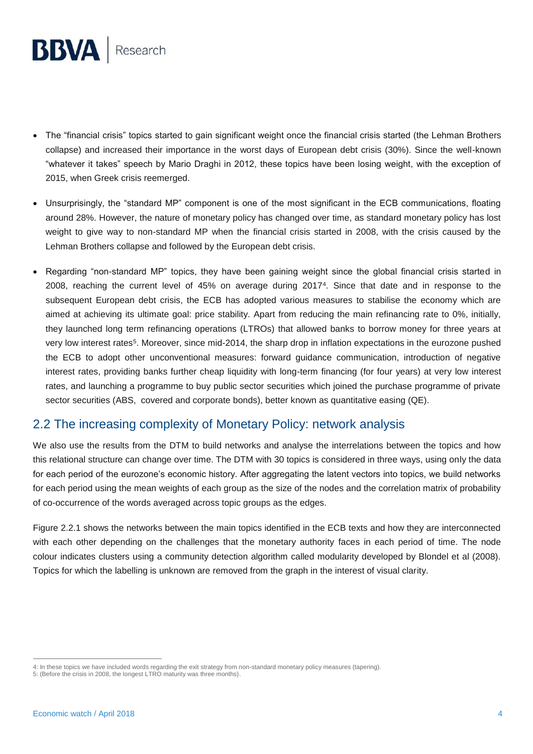- The "financial crisis" topics started to gain significant weight once the financial crisis started (the Lehman Brothers collapse) and increased their importance in the worst days of European debt crisis (30%). Since the well-known "whatever it takes" speech by Mario Draghi in 2012, these topics have been losing weight, with the exception of 2015, when Greek crisis reemerged.

- Unsurprisingly, the "standard MP" component is one of the most significant in the ECB communications, floating around 28%. However, the nature of monetary policy has changed over time, as standard monetary policy has lost weight to give way to non-standard MP when the financial crisis started in 2008, with the crisis caused by the Lehman Brothers collapse and followed by the European debt crisis.

- Regarding "non-standard MP" topics, they have been gaining weight since the global financial crisis started in 2008, reaching the current level of 45% on average during 2017[4]. Since that date and in response to the subsequent European debt crisis, the ECB has adopted various measures to stabilise the economy which are aimed at achieving its ultimate goal: price stability. Apart from reducing the main refinancing rate to 0%, initially, they launched long term refinancing operations (LTROs) that allowed banks to borrow money for three years at very low interest rates[5]. Moreover, since mid-2014, the sharp drop in inflation expectations in the eurozone pushed the ECB to adopt other unconventional measures: forward guidance communication, introduction of negative interest rates, providing banks further cheap liquidity with long-term financing (for four years) at very low interest rates, and launching a programme to buy public sector securities which joined the purchase programme of private sector securities (ABS, covered and corporate bonds), better known as quantitative easing (QE).

## 2.2 The increasing complexity of Monetary Policy: network analysis

We also use the results from the DTM to build networks and analyse the interrelations between the topics and how this relational structure can change over time. The DTM with 30 topics is considered in three ways, using only the data for each period of the eurozone's economic history. After aggregating the latent vectors into topics, we build networks for each period using the mean weights of each group as the size of the nodes and the correlation matrix of probability of co-occurrence of the words averaged across topic groups as the edges.

Figure 2.2.1 shows the networks between the main topics identified in the ECB texts and how they are interconnected with each other depending on the challenges that the monetary authority faces in each period of time. The node colour indicates clusters using a community detection algorithm called modularity developed by Blondel et al (2008). Topics for which the labelling is unknown are removed from the graph in the interest of visual clarity.

---

4: In these topics we have included words regarding the exit strategy from non-standard monetary policy measures (tapering).

5: (Before the crisis in 2008, the longest LTRO maturity was three months).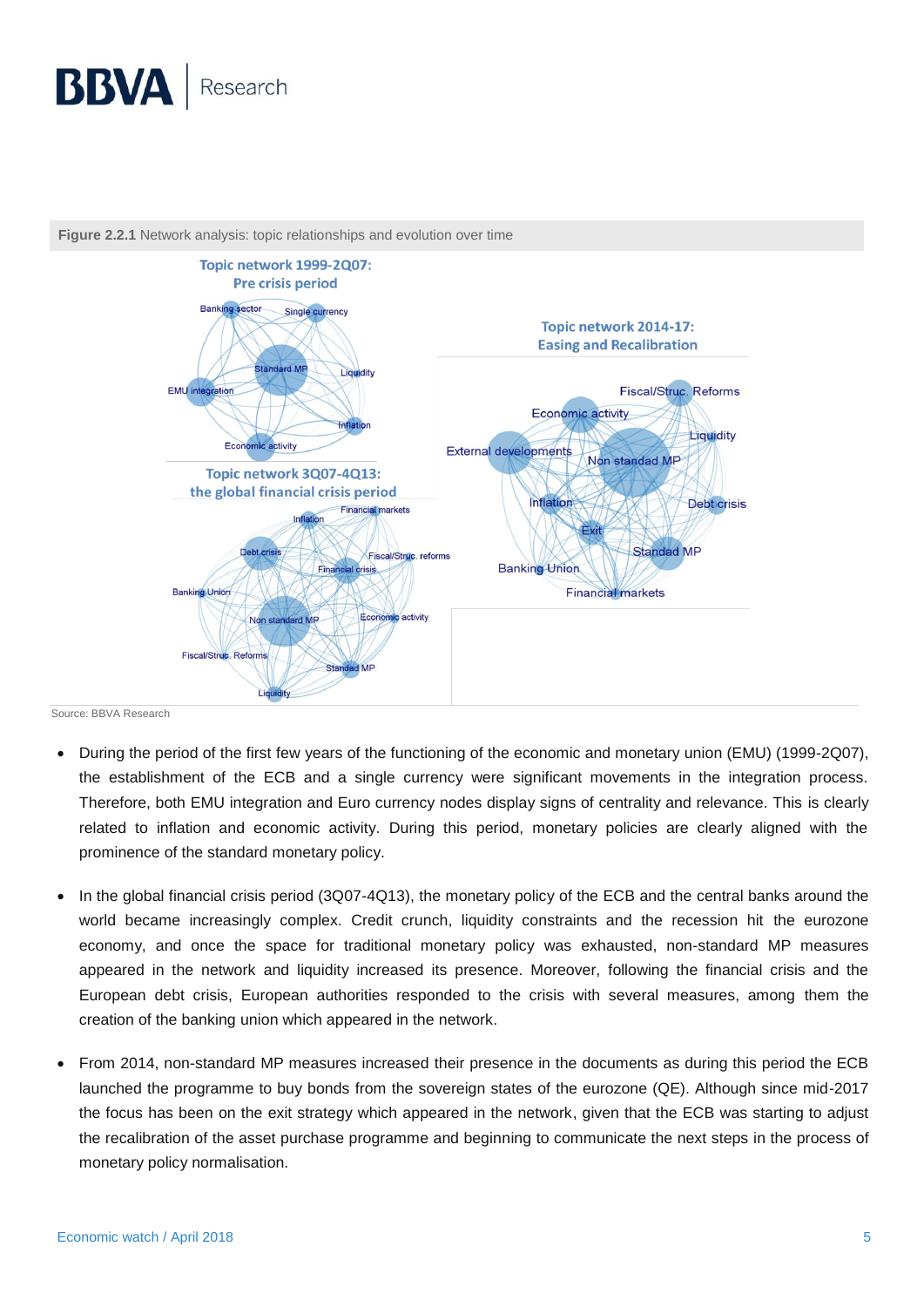**Figure 2.2.1** Network analysis: topic relationships and evolution over time

Source: BBVA Research

- During the period of the first few years of the functioning of the economic and monetary union (EMU) (1999-2Q07), the establishment of the ECB and a single currency were significant movements in the integration process. Therefore, both EMU integration and Euro currency nodes display signs of centrality and relevance. This is clearly related to inflation and economic activity. During this period, monetary policies are clearly aligned with the prominence of the standard monetary policy.

- In the global financial crisis period (3Q07-4Q13), the monetary policy of the ECB and the central banks around the world became increasingly complex. Credit crunch, liquidity constraints and the recession hit the eurozone economy, and once the space for traditional monetary policy was exhausted, non-standard MP measures appeared in the network and liquidity increased its presence. Moreover, following the financial crisis and the European debt crisis, European authorities responded to the crisis with several measures, among them the creation of the banking union which appeared in the network.

- From 2014, non-standard MP measures increased their presence in the documents as during this period the ECB launched the programme to buy bonds from the sovereign states of the eurozone (QE). Although since mid-2017 the focus has been on the exit strategy which appeared in the network, given that the ECB was starting to adjust the recalibration of the asset purchase programme and beginning to communicate the next steps in the process of monetary policy normalisation.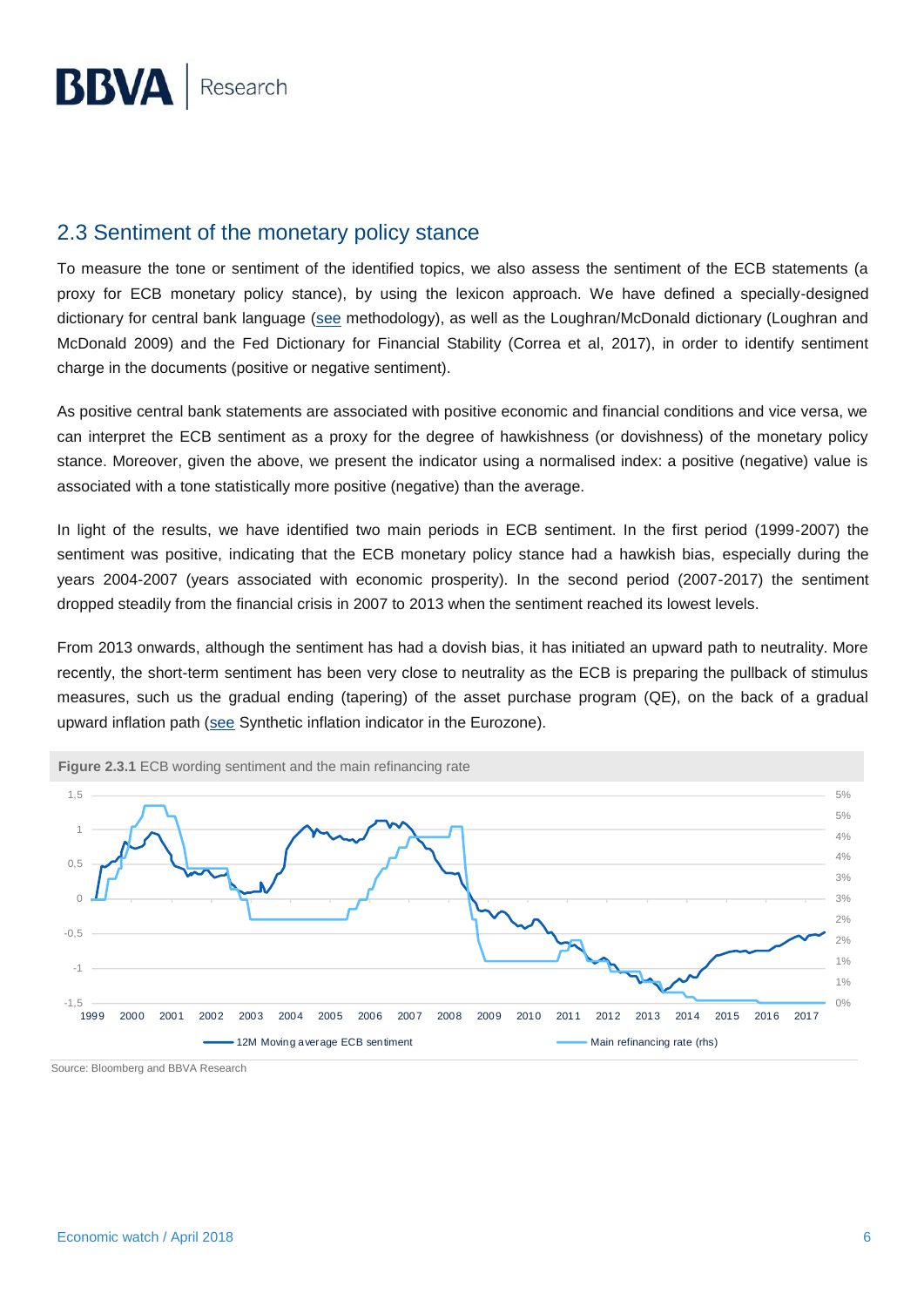## 2.3 Sentiment of the monetary policy stance

To measure the tone or sentiment of the identified topics, we also assess the sentiment of the ECB statements (a proxy for ECB monetary policy stance), by using the lexicon approach. We have defined a specially-designed dictionary for central bank language (see methodology), as well as the Loughran/McDonald dictionary (Loughran and McDonald 2009) and the Fed Dictionary for Financial Stability (Correa et al, 2017), in order to identify sentiment charge in the documents (positive or negative sentiment).

As positive central bank statements are associated with positive economic and financial conditions and vice versa, we can interpret the ECB sentiment as a proxy for the degree of hawkishness (or dovishness) of the monetary policy stance. Moreover, given the above, we present the indicator using a normalised index: a positive (negative) value is associated with a tone statistically more positive (negative) than the average.

In light of the results, we have identified two main periods in ECB sentiment. In the first period (1999-2007) the sentiment was positive, indicating that the ECB monetary policy stance had a hawkish bias, especially during the years 2004-2007 (years associated with economic prosperity). In the second period (2007-2017) the sentiment dropped steadily from the financial crisis in 2007 to 2013 when the sentiment reached its lowest levels.

From 2013 onwards, although the sentiment has had a dovish bias, it has initiated an upward path to neutrality. More recently, the short-term sentiment has been very close to neutrality as the ECB is preparing the pullback of stimulus measures, such us the gradual ending (tapering) of the asset purchase program (QE), on the back of a gradual upward inflation path (see Synthetic inflation indicator in the Eurozone).

**Figure 2.3.1** ECB wording sentiment and the main refinancing rate

Source: Bloomberg and BBVA Research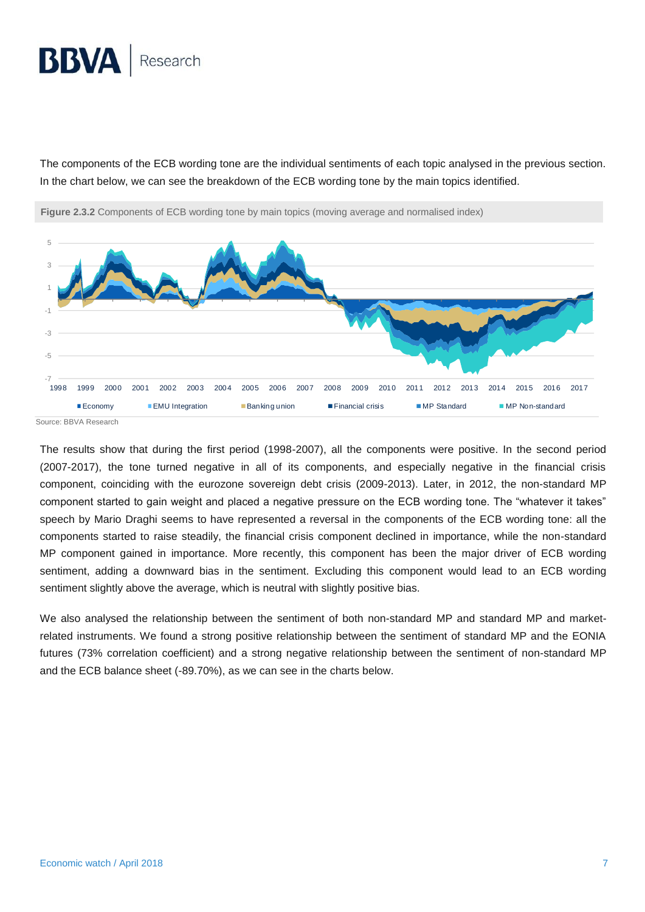The components of the ECB wording tone are the individual sentiments of each topic analysed in the previous section. In the chart below, we can see the breakdown of the ECB wording tone by the main topics identified.

**Figure 2.3.2** Components of ECB wording tone by main topics (moving average and normalised index)

Source: BBVA Research

The results show that during the first period (1998-2007), all the components were positive. In the second period (2007-2017), the tone turned negative in all of its components, and especially negative in the financial crisis component, coinciding with the eurozone sovereign debt crisis (2009-2013). Later, in 2012, the non-standard MP component started to gain weight and placed a negative pressure on the ECB wording tone. The "whatever it takes" speech by Mario Draghi seems to have represented a reversal in the components of the ECB wording tone: all the components started to raise steadily, the financial crisis component declined in importance, while the non-standard MP component gained in importance. More recently, this component has been the major driver of ECB wording sentiment, adding a downward bias in the sentiment. Excluding this component would lead to an ECB wording sentiment slightly above the average, which is neutral with slightly positive bias.

We also analysed the relationship between the sentiment of both non-standard MP and standard MP and market-related instruments. We found a strong positive relationship between the sentiment of standard MP and the EONIA futures (73% correlation coefficient) and a strong negative relationship between the sentiment of non-standard MP and the ECB balance sheet (-89.70%), as we can see in the charts below.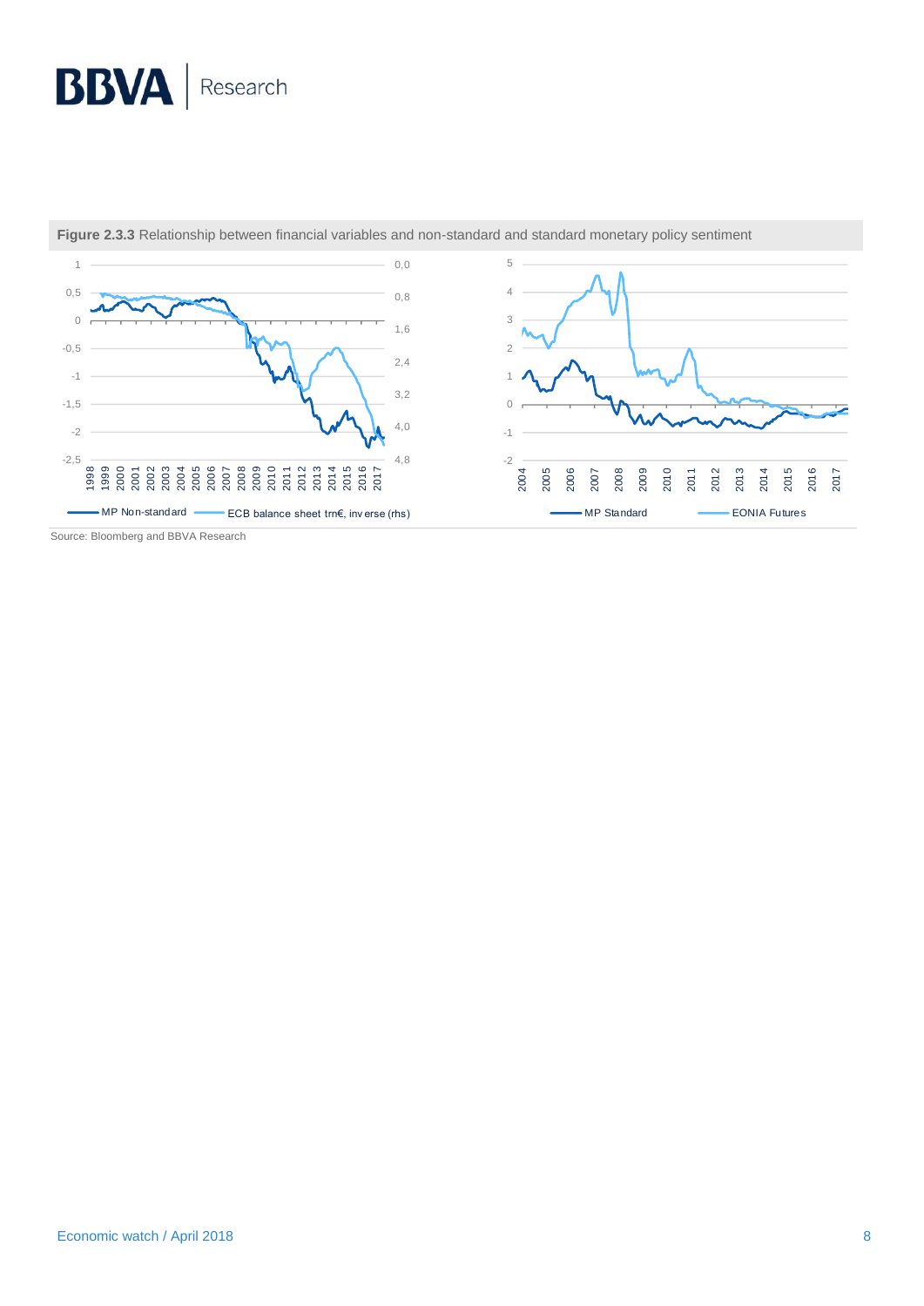**Figure 2.3.3** Relationship between financial variables and non-standard and standard monetary policy sentiment

Source: Bloomberg and BBVA Research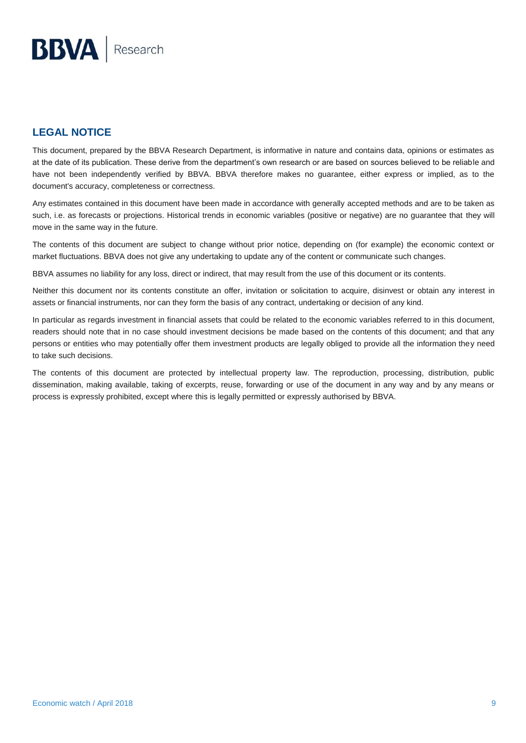## LEGAL NOTICE

This document, prepared by the BBVA Research Department, is informative in nature and contains data, opinions or estimates as at the date of its publication. These derive from the department's own research or are based on sources believed to be reliable and have not been independently verified by BBVA. BBVA therefore makes no guarantee, either express or implied, as to the document's accuracy, completeness or correctness.

Any estimates contained in this document have been made in accordance with generally accepted methods and are to be taken as such, i.e. as forecasts or projections. Historical trends in economic variables (positive or negative) are no guarantee that they will move in the same way in the future.

The contents of this document are subject to change without prior notice, depending on (for example) the economic context or market fluctuations. BBVA does not give any undertaking to update any of the content or communicate such changes.

BBVA assumes no liability for any loss, direct or indirect, that may result from the use of this document or its contents.

Neither this document nor its contents constitute an offer, invitation or solicitation to acquire, disinvest or obtain any interest in assets or financial instruments, nor can they form the basis of any contract, undertaking or decision of any kind.

In particular as regards investment in financial assets that could be related to the economic variables referred to in this document, readers should note that in no case should investment decisions be made based on the contents of this document; and that any persons or entities who may potentially offer them investment products are legally obliged to provide all the information they need to take such decisions.

The contents of this document are protected by intellectual property law. The reproduction, processing, distribution, public dissemination, making available, taking of excerpts, reuse, forwarding or use of the document in any way and by any means or process is expressly prohibited, except where this is legally permitted or expressly authorised by BBVA.